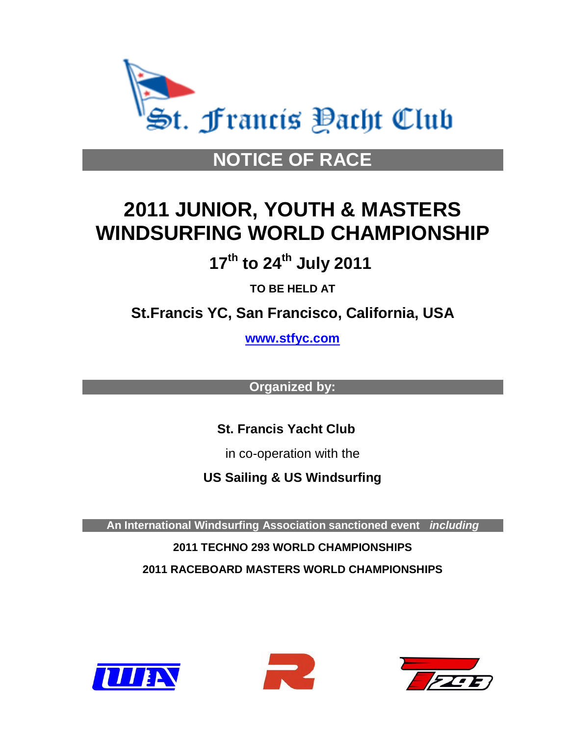St. Francis Yacht Club

# NOTICE OF RACE

# 2011 JUNIOR, YOUTH & MASTERS WINDSURFING WORLD CHAMPIONSHIP

## 17th to 24th July 2011

**TO BE HELD AT**

## St.Francis YC, San Francisco, California, USA

**www.stfyc.com**

**Organized by:**

**St. Francis Yacht Club**

in co-operation with the

**US Sailing & US Windsurfing**

**An International Windsurfing Association sanctioned event** ***including***

**2011 TECHNO 293 WORLD CHAMPIONSHIPS**

**2011 RACEBOARD MASTERS WORLD CHAMPIONSHIPS**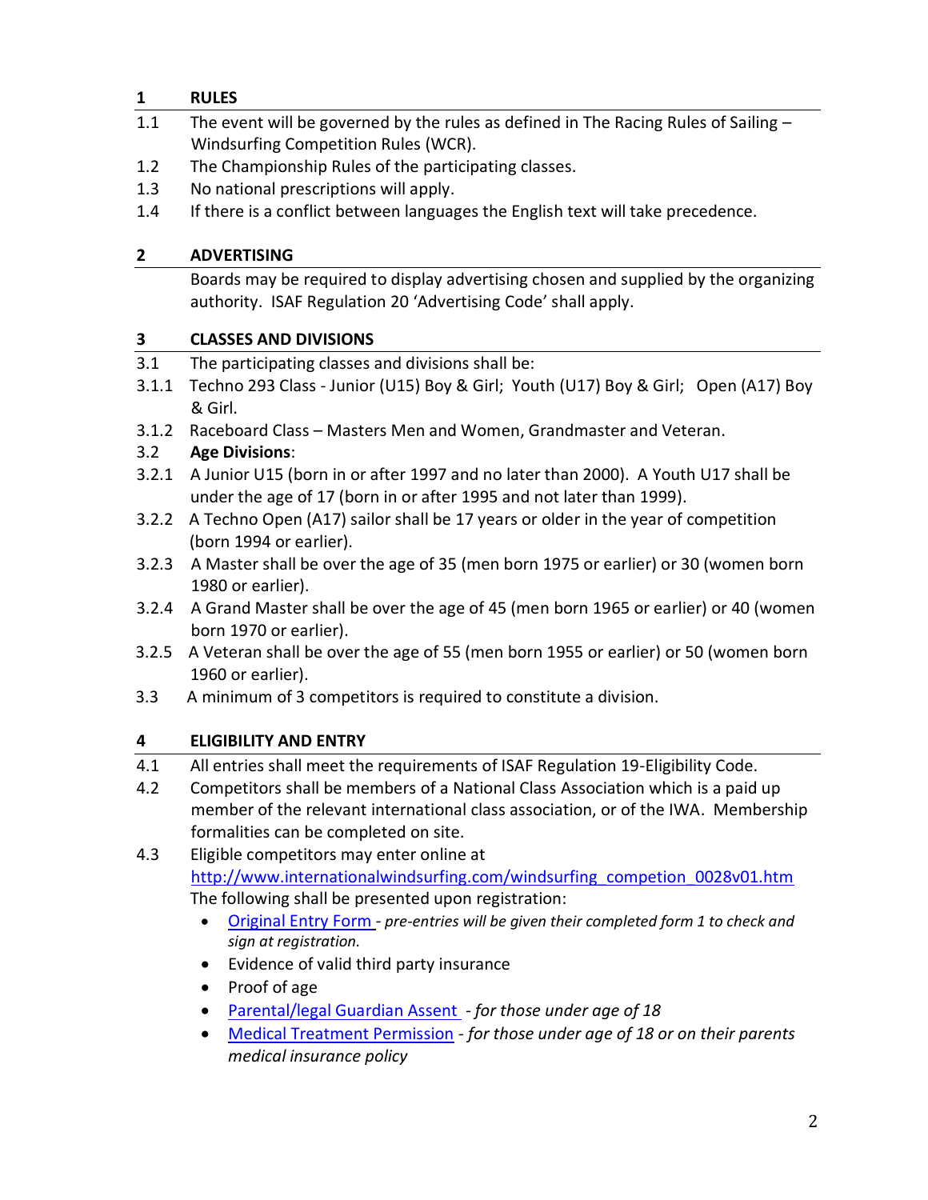## 1 RULES

1.1 The event will be governed by the rules as defined in The Racing Rules of Sailing – Windsurfing Competition Rules (WCR).

1.2 The Championship Rules of the participating classes.

1.3 No national prescriptions will apply.

1.4 If there is a conflict between languages the English text will take precedence.

## 2 ADVERTISING

Boards may be required to display advertising chosen and supplied by the organizing authority. ISAF Regulation 20 'Advertising Code' shall apply.

## 3 CLASSES AND DIVISIONS

3.1 The participating classes and divisions shall be:

3.1.1 Techno 293 Class - Junior (U15) Boy & Girl; Youth (U17) Boy & Girl; Open (A17) Boy & Girl.

3.1.2 Raceboard Class – Masters Men and Women, Grandmaster and Veteran.

3.2 **Age Divisions**:

3.2.1 A Junior U15 (born in or after 1997 and no later than 2000). A Youth U17 shall be under the age of 17 (born in or after 1995 and not later than 1999).

3.2.2 A Techno Open (A17) sailor shall be 17 years or older in the year of competition (born 1994 or earlier).

3.2.3 A Master shall be over the age of 35 (men born 1975 or earlier) or 30 (women born 1980 or earlier).

3.2.4 A Grand Master shall be over the age of 45 (men born 1965 or earlier) or 40 (women born 1970 or earlier).

3.2.5 A Veteran shall be over the age of 55 (men born 1955 or earlier) or 50 (women born 1960 or earlier).

3.3 A minimum of 3 competitors is required to constitute a division.

## 4 ELIGIBILITY AND ENTRY

4.1 All entries shall meet the requirements of ISAF Regulation 19-Eligibility Code.

4.2 Competitors shall be members of a National Class Association which is a paid up member of the relevant international class association, or of the IWA. Membership formalities can be completed on site.

4.3 Eligible competitors may enter online at http://www.internationalwindsurfing.com/windsurfing_competion_0028v01.htm
The following shall be presented upon registration:

- Original Entry Form - *pre-entries will be given their completed form 1 to check and sign at registration.*
- Evidence of valid third party insurance
- Proof of age
- Parental/legal Guardian Assent - *for those under age of 18*
- Medical Treatment Permission - *for those under age of 18 or on their parents medical insurance policy*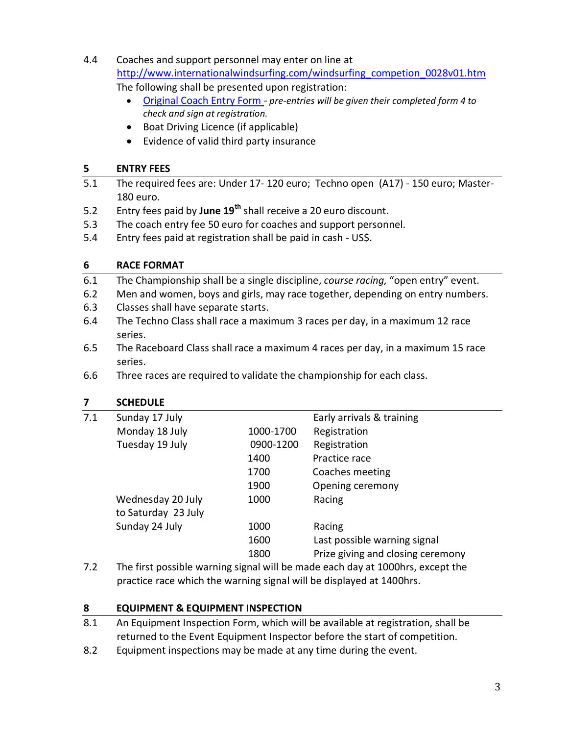4.4 Coaches and support personnel may enter on line at http://www.internationalwindsurfing.com/windsurfing_competion_0028v01.htm

The following shall be presented upon registration:

- Original Coach Entry Form - *pre-entries will be given their completed form 4 to check and sign at registration.*
- Boat Driving Licence (if applicable)
- Evidence of valid third party insurance

## 5 ENTRY FEES

5.1 The required fees are: Under 17- 120 euro; Techno open (A17) - 150 euro; Master- 180 euro.

5.2 Entry fees paid by **June 19th** shall receive a 20 euro discount.

5.3 The coach entry fee 50 euro for coaches and support personnel.

5.4 Entry fees paid at registration shall be paid in cash - US$.

## 6 RACE FORMAT

6.1 The Championship shall be a single discipline, *course racing,* "open entry" event.

6.2 Men and women, boys and girls, may race together, depending on entry numbers.

6.3 Classes shall have separate starts.

6.4 The Techno Class shall race a maximum 3 races per day, in a maximum 12 race series.

6.5 The Raceboard Class shall race a maximum 4 races per day, in a maximum 15 race series.

6.6 Three races are required to validate the championship for each class.

## 7 SCHEDULE

7.1

| Day | Time | Event |
|---|---|---|
| Sunday 17 July | | Early arrivals & training |
| Monday 18 July | 1000-1700 | Registration |
| Tuesday 19 July | 0900-1200 | Registration |
| | 1400 | Practice race |
| | 1700 | Coaches meeting |
| | 1900 | Opening ceremony |
| Wednesday 20 July to Saturday 23 July | 1000 | Racing |
| Sunday 24 July | 1000 | Racing |
| | 1600 | Last possible warning signal |
| | 1800 | Prize giving and closing ceremony |

7.2 The first possible warning signal will be made each day at 1000hrs, except the practice race which the warning signal will be displayed at 1400hrs.

## 8 EQUIPMENT & EQUIPMENT INSPECTION

8.1 An Equipment Inspection Form, which will be available at registration, shall be returned to the Event Equipment Inspector before the start of competition.

8.2 Equipment inspections may be made at any time during the event.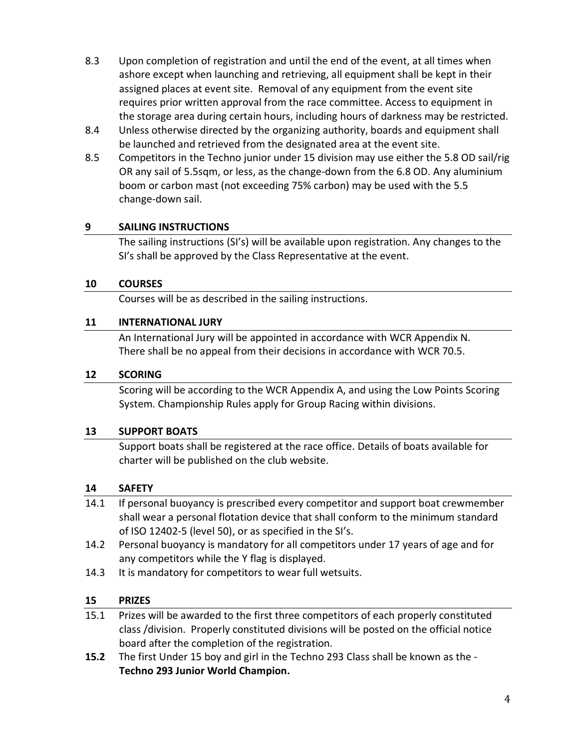8.3 Upon completion of registration and until the end of the event, at all times when ashore except when launching and retrieving, all equipment shall be kept in their assigned places at event site. Removal of any equipment from the event site requires prior written approval from the race committee. Access to equipment in the storage area during certain hours, including hours of darkness may be restricted.

8.4 Unless otherwise directed by the organizing authority, boards and equipment shall be launched and retrieved from the designated area at the event site.

8.5 Competitors in the Techno junior under 15 division may use either the 5.8 OD sail/rig OR any sail of 5.5sqm, or less, as the change-down from the 6.8 OD. Any aluminium boom or carbon mast (not exceeding 75% carbon) may be used with the 5.5 change-down sail.

## 9 SAILING INSTRUCTIONS

The sailing instructions (SI's) will be available upon registration. Any changes to the SI's shall be approved by the Class Representative at the event.

## 10 COURSES

Courses will be as described in the sailing instructions.

## 11 INTERNATIONAL JURY

An International Jury will be appointed in accordance with WCR Appendix N. There shall be no appeal from their decisions in accordance with WCR 70.5.

## 12 SCORING

Scoring will be according to the WCR Appendix A, and using the Low Points Scoring System. Championship Rules apply for Group Racing within divisions.

## 13 SUPPORT BOATS

Support boats shall be registered at the race office. Details of boats available for charter will be published on the club website.

## 14 SAFETY

14.1 If personal buoyancy is prescribed every competitor and support boat crewmember shall wear a personal flotation device that shall conform to the minimum standard of ISO 12402-5 (level 50), or as specified in the SI's.

14.2 Personal buoyancy is mandatory for all competitors under 17 years of age and for any competitors while the Y flag is displayed.

14.3 It is mandatory for competitors to wear full wetsuits.

## 15 PRIZES

15.1 Prizes will be awarded to the first three competitors of each properly constituted class /division. Properly constituted divisions will be posted on the official notice board after the completion of the registration.

**15.2** The first Under 15 boy and girl in the Techno 293 Class shall be known as the - **Techno 293 Junior World Champion.**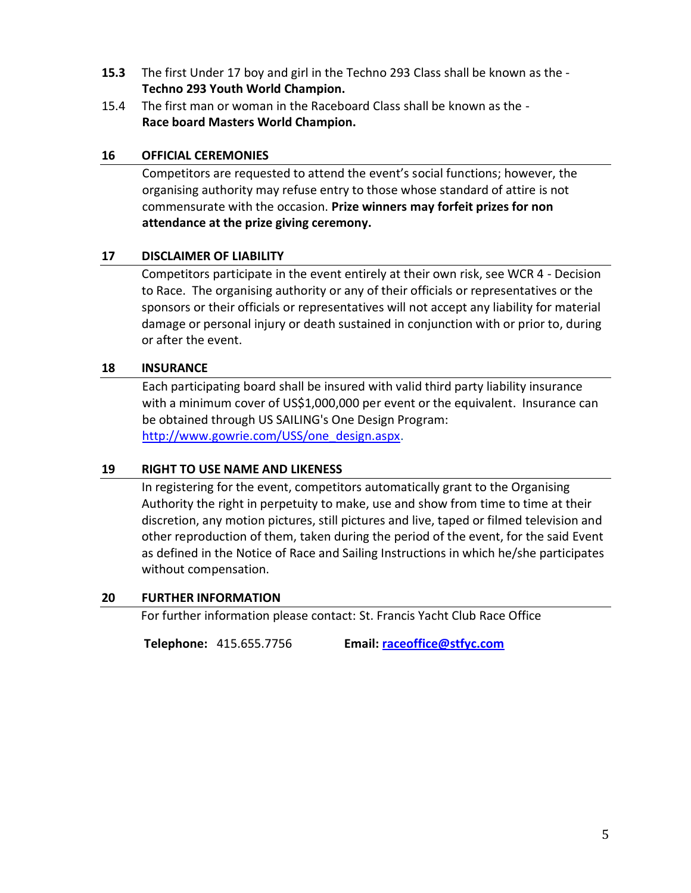**15.3** The first Under 17 boy and girl in the Techno 293 Class shall be known as the - **Techno 293 Youth World Champion.**

15.4 The first man or woman in the Raceboard Class shall be known as the - **Race board Masters World Champion.**

## 16 OFFICIAL CEREMONIES

Competitors are requested to attend the event's social functions; however, the organising authority may refuse entry to those whose standard of attire is not commensurate with the occasion. **Prize winners may forfeit prizes for non attendance at the prize giving ceremony.**

## 17 DISCLAIMER OF LIABILITY

Competitors participate in the event entirely at their own risk, see WCR 4 - Decision to Race. The organising authority or any of their officials or representatives or the sponsors or their officials or representatives will not accept any liability for material damage or personal injury or death sustained in conjunction with or prior to, during or after the event.

## 18 INSURANCE

Each participating board shall be insured with valid third party liability insurance with a minimum cover of US$1,000,000 per event or the equivalent. Insurance can be obtained through US SAILING's One Design Program: http://www.gowrie.com/USS/one_design.aspx.

## 19 RIGHT TO USE NAME AND LIKENESS

In registering for the event, competitors automatically grant to the Organising Authority the right in perpetuity to make, use and show from time to time at their discretion, any motion pictures, still pictures and live, taped or filmed television and other reproduction of them, taken during the period of the event, for the said Event as defined in the Notice of Race and Sailing Instructions in which he/she participates without compensation.

## 20 FURTHER INFORMATION

For further information please contact: St. Francis Yacht Club Race Office

**Telephone:** 415.655.7756 **Email:** **raceoffice@stfyc.com**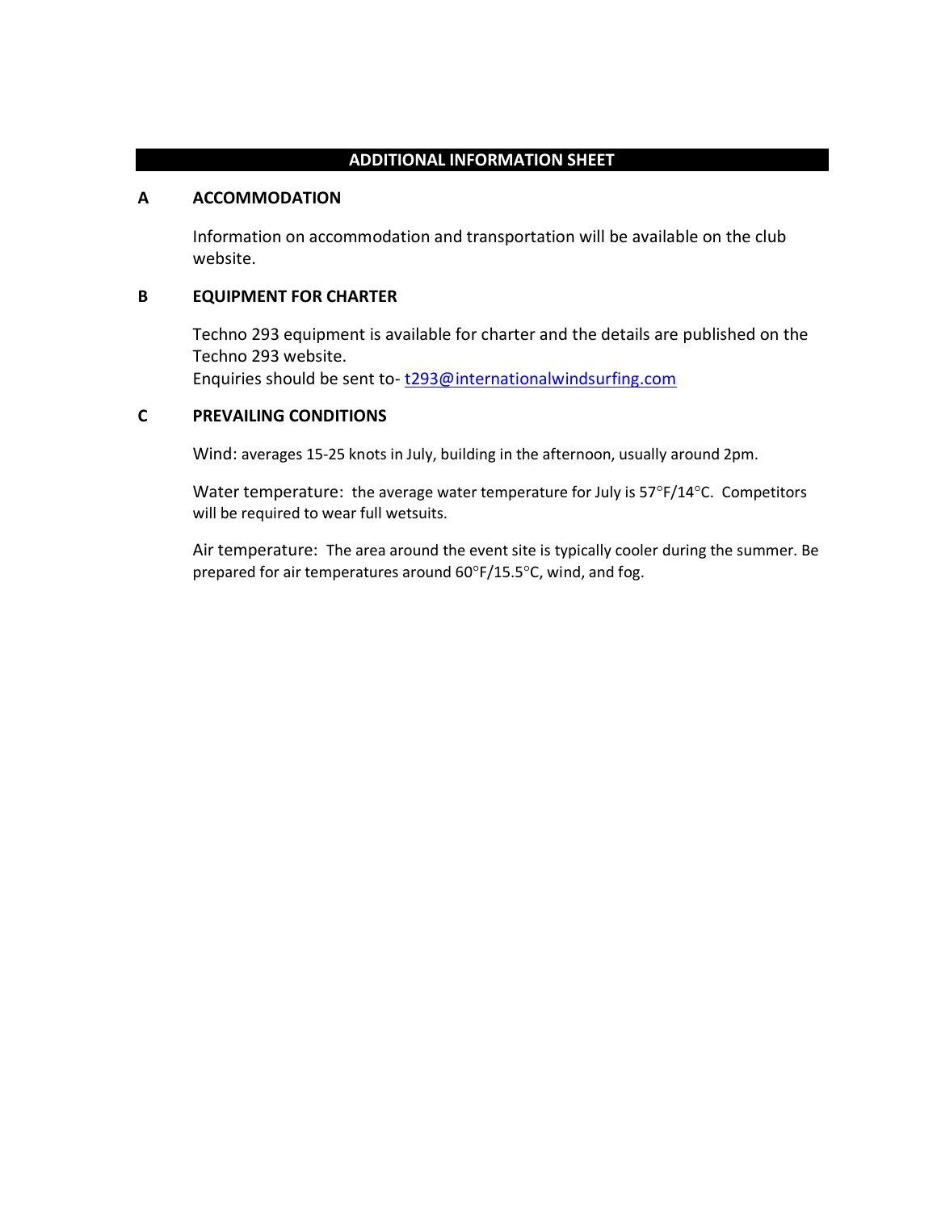## ADDITIONAL INFORMATION SHEET

### A ACCOMMODATION

Information on accommodation and transportation will be available on the club website.

### B EQUIPMENT FOR CHARTER

Techno 293 equipment is available for charter and the details are published on the Techno 293 website.
Enquiries should be sent to- t293@internationalwindsurfing.com

### C PREVAILING CONDITIONS

Wind: averages 15-25 knots in July, building in the afternoon, usually around 2pm.

Water temperature: the average water temperature for July is 57°F/14°C. Competitors will be required to wear full wetsuits.

Air temperature: The area around the event site is typically cooler during the summer. Be prepared for air temperatures around 60°F/15.5°C, wind, and fog.